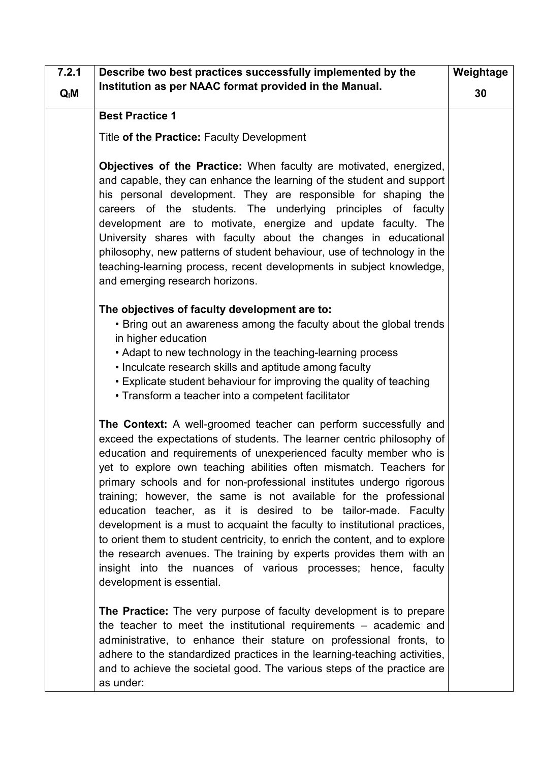| 7.2.1 Q<sub>l</sub>M | Describe two best practices successfully implemented by the Institution as per NAAC format provided in the Manual. | Weightage 30 |
| --- | --- | --- |

**Best Practice 1**

Title **of the Practice:** Faculty Development

**Objectives of the Practice:** When faculty are motivated, energized, and capable, they can enhance the learning of the student and support his personal development. They are responsible for shaping the careers of the students. The underlying principles of faculty development are to motivate, energize and update faculty. The University shares with faculty about the changes in educational philosophy, new patterns of student behaviour, use of technology in the teaching-learning process, recent developments in subject knowledge, and emerging research horizons.

**The objectives of faculty development are to:**

- Bring out an awareness among the faculty about the global trends in higher education
- Adapt to new technology in the teaching-learning process
- Inculcate research skills and aptitude among faculty
- Explicate student behaviour for improving the quality of teaching
- Transform a teacher into a competent facilitator

**The Context:** A well-groomed teacher can perform successfully and exceed the expectations of students. The learner centric philosophy of education and requirements of unexperienced faculty member who is yet to explore own teaching abilities often mismatch. Teachers for primary schools and for non-professional institutes undergo rigorous training; however, the same is not available for the professional education teacher, as it is desired to be tailor-made. Faculty development is a must to acquaint the faculty to institutional practices, to orient them to student centricity, to enrich the content, and to explore the research avenues. The training by experts provides them with an insight into the nuances of various processes; hence, faculty development is essential.

**The Practice:** The very purpose of faculty development is to prepare the teacher to meet the institutional requirements – academic and administrative, to enhance their stature on professional fronts, to adhere to the standardized practices in the learning-teaching activities, and to achieve the societal good. The various steps of the practice are as under: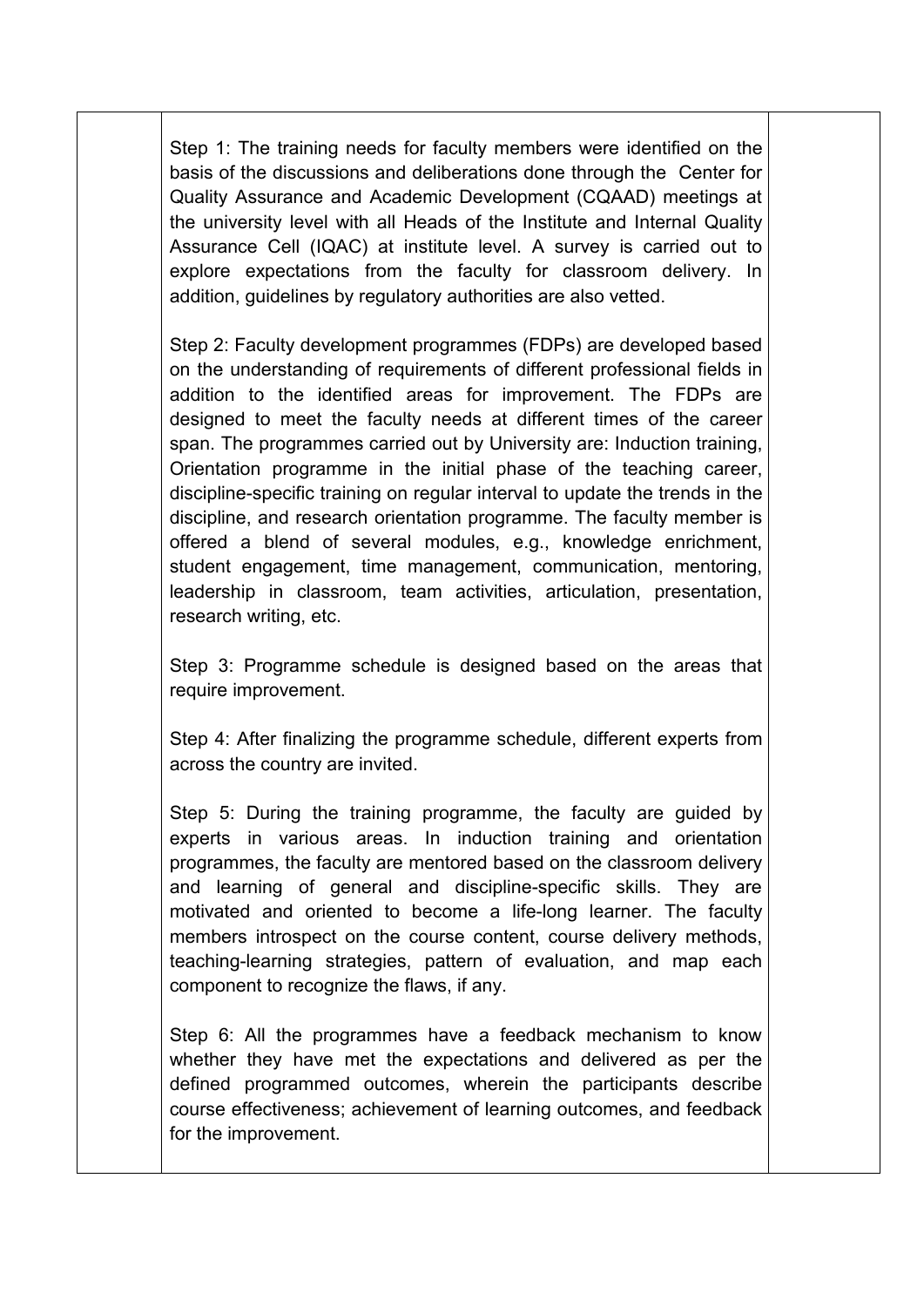Step 1: The training needs for faculty members were identified on the basis of the discussions and deliberations done through the Center for Quality Assurance and Academic Development (CQAAD) meetings at the university level with all Heads of the Institute and Internal Quality Assurance Cell (IQAC) at institute level. A survey is carried out to explore expectations from the faculty for classroom delivery. In addition, guidelines by regulatory authorities are also vetted.

Step 2: Faculty development programmes (FDPs) are developed based on the understanding of requirements of different professional fields in addition to the identified areas for improvement. The FDPs are designed to meet the faculty needs at different times of the career span. The programmes carried out by University are: Induction training, Orientation programme in the initial phase of the teaching career, discipline-specific training on regular interval to update the trends in the discipline, and research orientation programme. The faculty member is offered a blend of several modules, e.g., knowledge enrichment, student engagement, time management, communication, mentoring, leadership in classroom, team activities, articulation, presentation, research writing, etc.

Step 3: Programme schedule is designed based on the areas that require improvement.

Step 4: After finalizing the programme schedule, different experts from across the country are invited.

Step 5: During the training programme, the faculty are guided by experts in various areas. In induction training and orientation programmes, the faculty are mentored based on the classroom delivery and learning of general and discipline-specific skills. They are motivated and oriented to become a life-long learner. The faculty members introspect on the course content, course delivery methods, teaching-learning strategies, pattern of evaluation, and map each component to recognize the flaws, if any.

Step 6: All the programmes have a feedback mechanism to know whether they have met the expectations and delivered as per the defined programmed outcomes, wherein the participants describe course effectiveness; achievement of learning outcomes, and feedback for the improvement.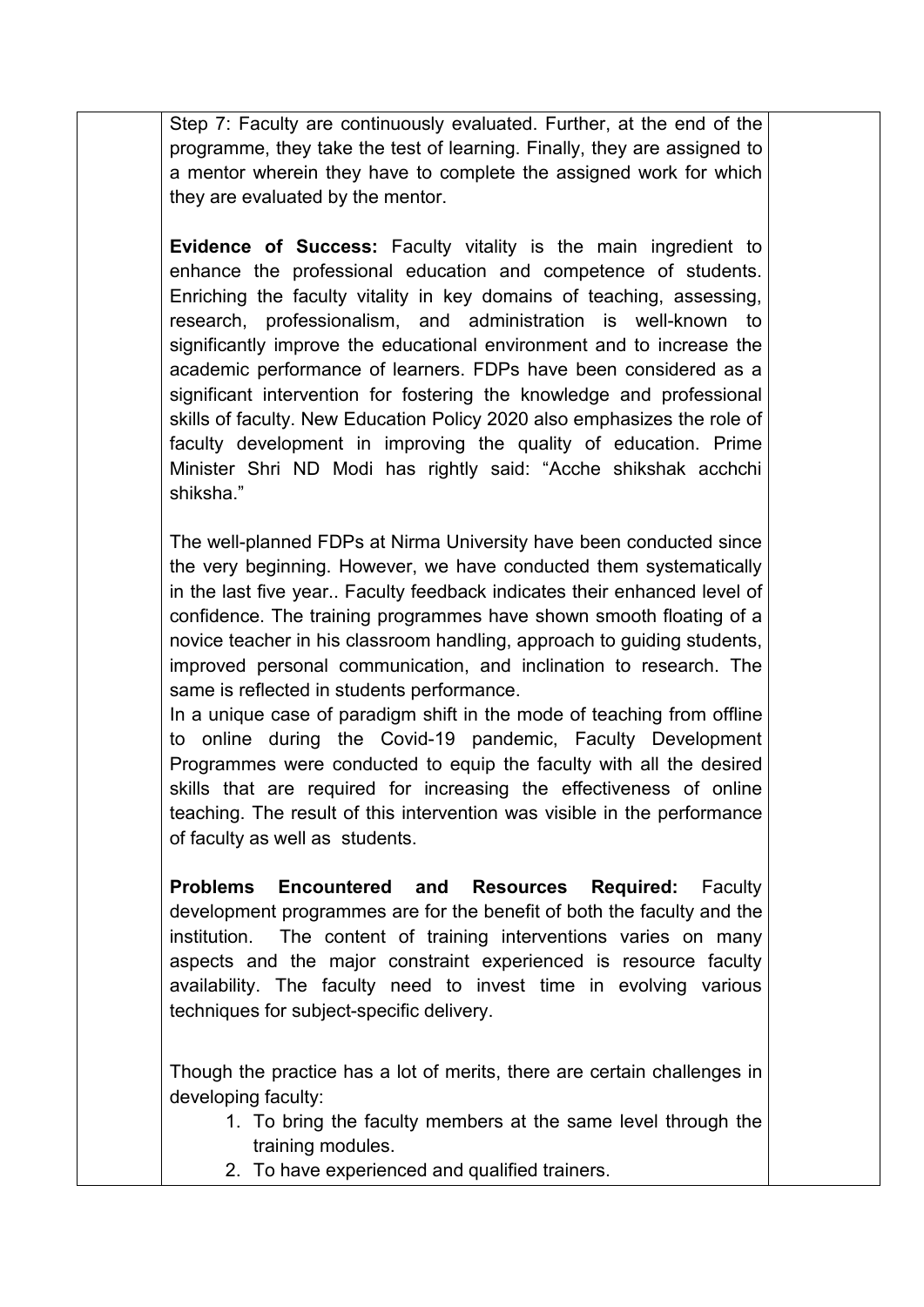Step 7: Faculty are continuously evaluated. Further, at the end of the programme, they take the test of learning. Finally, they are assigned to a mentor wherein they have to complete the assigned work for which they are evaluated by the mentor.

**Evidence of Success:** Faculty vitality is the main ingredient to enhance the professional education and competence of students. Enriching the faculty vitality in key domains of teaching, assessing, research, professionalism, and administration is well-known to significantly improve the educational environment and to increase the academic performance of learners. FDPs have been considered as a significant intervention for fostering the knowledge and professional skills of faculty. New Education Policy 2020 also emphasizes the role of faculty development in improving the quality of education. Prime Minister Shri ND Modi has rightly said: "Acche shikshak acchchi shiksha."

The well-planned FDPs at Nirma University have been conducted since the very beginning. However, we have conducted them systematically in the last five year.. Faculty feedback indicates their enhanced level of confidence. The training programmes have shown smooth floating of a novice teacher in his classroom handling, approach to guiding students, improved personal communication, and inclination to research. The same is reflected in students performance.

In a unique case of paradigm shift in the mode of teaching from offline to online during the Covid-19 pandemic, Faculty Development Programmes were conducted to equip the faculty with all the desired skills that are required for increasing the effectiveness of online teaching. The result of this intervention was visible in the performance of faculty as well as students.

**Problems Encountered and Resources Required:** Faculty development programmes are for the benefit of both the faculty and the institution. The content of training interventions varies on many aspects and the major constraint experienced is resource faculty availability. The faculty need to invest time in evolving various techniques for subject-specific delivery.

Though the practice has a lot of merits, there are certain challenges in developing faculty:

1. To bring the faculty members at the same level through the training modules.
2. To have experienced and qualified trainers.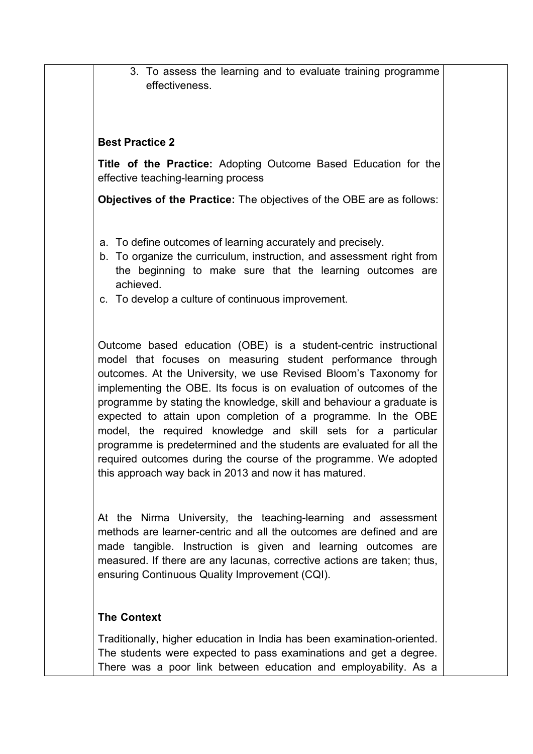3. To assess the learning and to evaluate training programme effectiveness.

**Best Practice 2**

**Title of the Practice:** Adopting Outcome Based Education for the effective teaching-learning process

**Objectives of the Practice:** The objectives of the OBE are as follows:

a. To define outcomes of learning accurately and precisely.
b. To organize the curriculum, instruction, and assessment right from the beginning to make sure that the learning outcomes are achieved.
c. To develop a culture of continuous improvement.

Outcome based education (OBE) is a student-centric instructional model that focuses on measuring student performance through outcomes. At the University, we use Revised Bloom's Taxonomy for implementing the OBE. Its focus is on evaluation of outcomes of the programme by stating the knowledge, skill and behaviour a graduate is expected to attain upon completion of a programme. In the OBE model, the required knowledge and skill sets for a particular programme is predetermined and the students are evaluated for all the required outcomes during the course of the programme. We adopted this approach way back in 2013 and now it has matured.

At the Nirma University, the teaching-learning and assessment methods are learner-centric and all the outcomes are defined and are made tangible. Instruction is given and learning outcomes are measured. If there are any lacunas, corrective actions are taken; thus, ensuring Continuous Quality Improvement (CQI).

**The Context**

Traditionally, higher education in India has been examination-oriented. The students were expected to pass examinations and get a degree. There was a poor link between education and employability. As a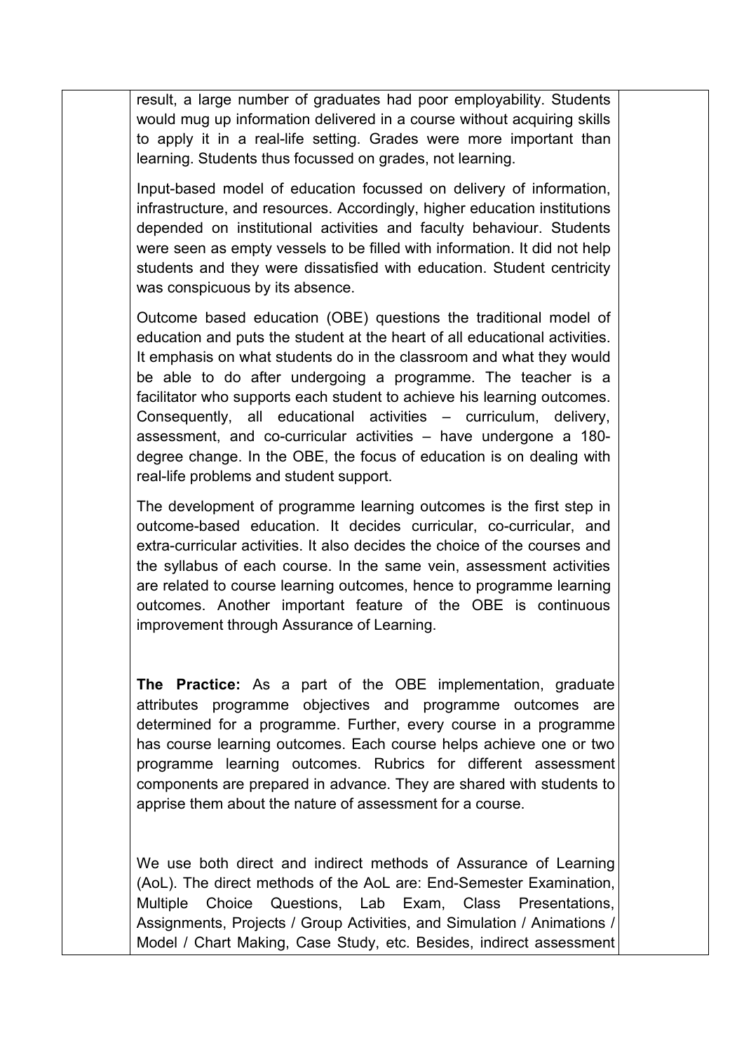result, a large number of graduates had poor employability. Students would mug up information delivered in a course without acquiring skills to apply it in a real-life setting. Grades were more important than learning. Students thus focussed on grades, not learning.

Input-based model of education focussed on delivery of information, infrastructure, and resources. Accordingly, higher education institutions depended on institutional activities and faculty behaviour. Students were seen as empty vessels to be filled with information. It did not help students and they were dissatisfied with education. Student centricity was conspicuous by its absence.

Outcome based education (OBE) questions the traditional model of education and puts the student at the heart of all educational activities. It emphasis on what students do in the classroom and what they would be able to do after undergoing a programme. The teacher is a facilitator who supports each student to achieve his learning outcomes. Consequently, all educational activities – curriculum, delivery, assessment, and co-curricular activities – have undergone a 180-degree change. In the OBE, the focus of education is on dealing with real-life problems and student support.

The development of programme learning outcomes is the first step in outcome-based education. It decides curricular, co-curricular, and extra-curricular activities. It also decides the choice of the courses and the syllabus of each course. In the same vein, assessment activities are related to course learning outcomes, hence to programme learning outcomes. Another important feature of the OBE is continuous improvement through Assurance of Learning.

**The Practice:** As a part of the OBE implementation, graduate attributes programme objectives and programme outcomes are determined for a programme. Further, every course in a programme has course learning outcomes. Each course helps achieve one or two programme learning outcomes. Rubrics for different assessment components are prepared in advance. They are shared with students to apprise them about the nature of assessment for a course.

We use both direct and indirect methods of Assurance of Learning (AoL). The direct methods of the AoL are: End-Semester Examination, Multiple Choice Questions, Lab Exam, Class Presentations, Assignments, Projects / Group Activities, and Simulation / Animations / Model / Chart Making, Case Study, etc. Besides, indirect assessment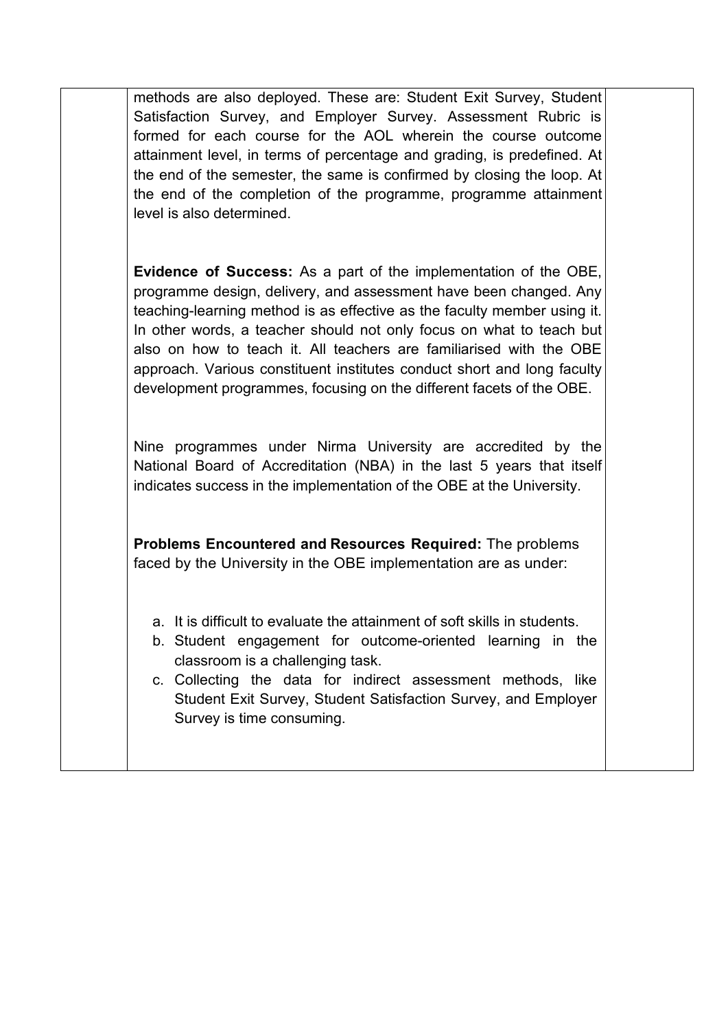methods are also deployed. These are: Student Exit Survey, Student Satisfaction Survey, and Employer Survey. Assessment Rubric is formed for each course for the AOL wherein the course outcome attainment level, in terms of percentage and grading, is predefined. At the end of the semester, the same is confirmed by closing the loop. At the end of the completion of the programme, programme attainment level is also determined.

**Evidence of Success:** As a part of the implementation of the OBE, programme design, delivery, and assessment have been changed. Any teaching-learning method is as effective as the faculty member using it. In other words, a teacher should not only focus on what to teach but also on how to teach it. All teachers are familiarised with the OBE approach. Various constituent institutes conduct short and long faculty development programmes, focusing on the different facets of the OBE.

Nine programmes under Nirma University are accredited by the National Board of Accreditation (NBA) in the last 5 years that itself indicates success in the implementation of the OBE at the University.

**Problems Encountered and Resources Required:** The problems faced by the University in the OBE implementation are as under:

a. It is difficult to evaluate the attainment of soft skills in students.
b. Student engagement for outcome-oriented learning in the classroom is a challenging task.
c. Collecting the data for indirect assessment methods, like Student Exit Survey, Student Satisfaction Survey, and Employer Survey is time consuming.